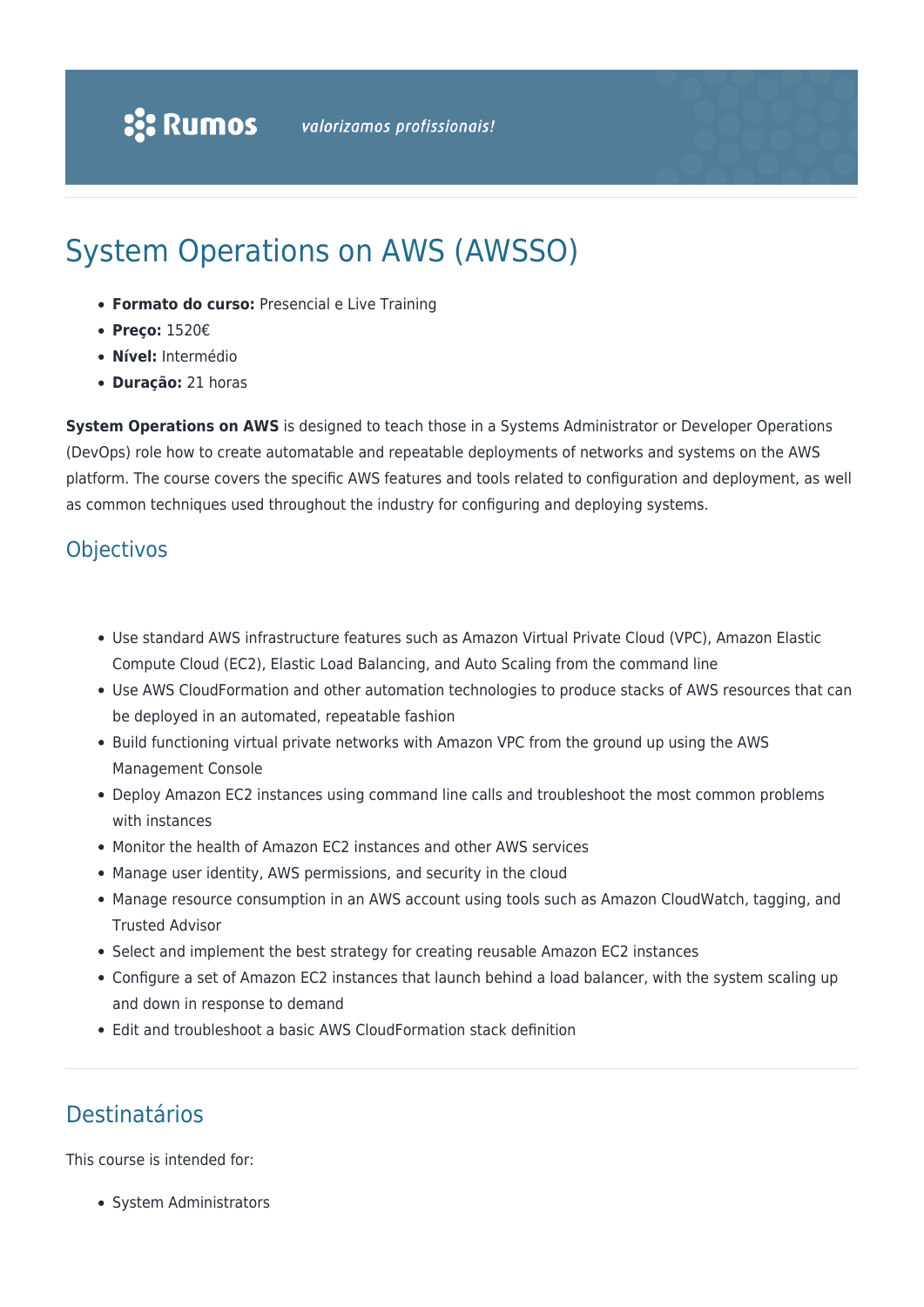# System Operations on AWS (AWSSO)

- **Formato do curso:** Presencial e Live Training
- **Preço:** 1520€
- **Nível:** Intermédio
- **Duração:** 21 horas

**System Operations on AWS** is designed to teach those in a Systems Administrator or Developer Operations (DevOps) role how to create automatable and repeatable deployments of networks and systems on the AWS platform. The course covers the specific AWS features and tools related to configuration and deployment, as well as common techniques used throughout the industry for configuring and deploying systems.

## Objectivos

- Use standard AWS infrastructure features such as Amazon Virtual Private Cloud (VPC), Amazon Elastic Compute Cloud (EC2), Elastic Load Balancing, and Auto Scaling from the command line
- Use AWS CloudFormation and other automation technologies to produce stacks of AWS resources that can be deployed in an automated, repeatable fashion
- Build functioning virtual private networks with Amazon VPC from the ground up using the AWS Management Console
- Deploy Amazon EC2 instances using command line calls and troubleshoot the most common problems with instances
- Monitor the health of Amazon EC2 instances and other AWS services
- Manage user identity, AWS permissions, and security in the cloud
- Manage resource consumption in an AWS account using tools such as Amazon CloudWatch, tagging, and Trusted Advisor
- Select and implement the best strategy for creating reusable Amazon EC2 instances
- Configure a set of Amazon EC2 instances that launch behind a load balancer, with the system scaling up and down in response to demand
- Edit and troubleshoot a basic AWS CloudFormation stack definition

## Destinatários

This course is intended for:

- System Administrators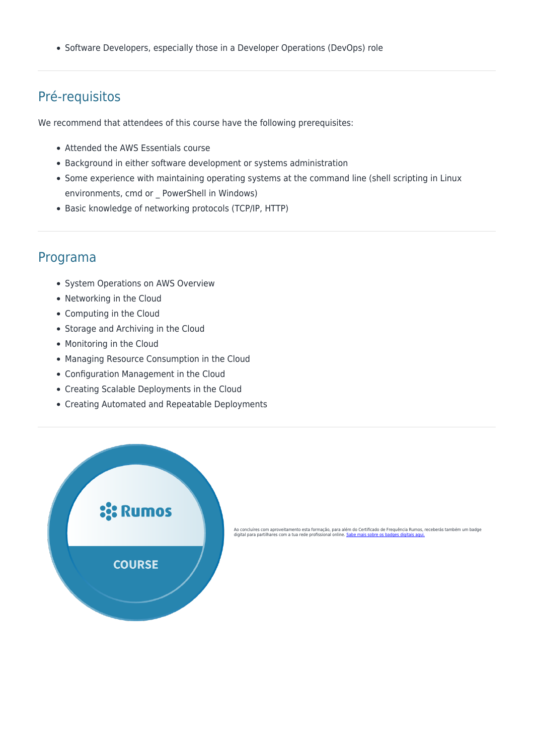- Software Developers, especially those in a Developer Operations (DevOps) role

## Pré-requisitos

We recommend that attendees of this course have the following prerequisites:

- Attended the AWS Essentials course
- Background in either software development or systems administration
- Some experience with maintaining operating systems at the command line (shell scripting in Linux environments, cmd or _ PowerShell in Windows)
- Basic knowledge of networking protocols (TCP/IP, HTTP)

## Programa

- System Operations on AWS Overview
- Networking in the Cloud
- Computing in the Cloud
- Storage and Archiving in the Cloud
- Monitoring in the Cloud
- Managing Resource Consumption in the Cloud
- Configuration Management in the Cloud
- Creating Scalable Deployments in the Cloud
- Creating Automated and Repeatable Deployments

Rumos

COURSE

Ao concluíres com aproveitamento esta formação, para além do Certificado de Frequência Rumos, receberás também um badge digital para partilhares com a tua rede profissional online. Sabe mais sobre os badges digitais aqui.